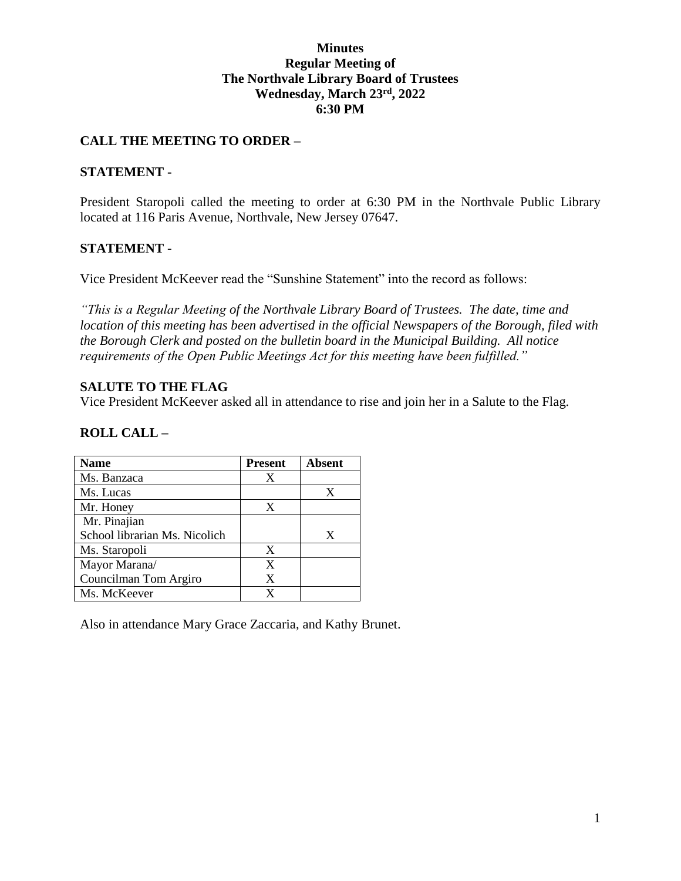**Minutes**
**Regular Meeting of**
**The Northvale Library Board of Trustees**
**Wednesday, March 23rd, 2022**
**6:30 PM**

## CALL THE MEETING TO ORDER –

## STATEMENT -

President Staropoli called the meeting to order at 6:30 PM in the Northvale Public Library located at 116 Paris Avenue, Northvale, New Jersey 07647.

## STATEMENT -

Vice President McKeever read the "Sunshine Statement" into the record as follows:

*"This is a Regular Meeting of the Northvale Library Board of Trustees. The date, time and location of this meeting has been advertised in the official Newspapers of the Borough, filed with the Borough Clerk and posted on the bulletin board in the Municipal Building. All notice requirements of the Open Public Meetings Act for this meeting have been fulfilled."*

## SALUTE TO THE FLAG

Vice President McKeever asked all in attendance to rise and join her in a Salute to the Flag.

## ROLL CALL –

| Name | Present | Absent |
|---|---|---|
| Ms. Banzaca | X | |
| Ms. Lucas | | X |
| Mr. Honey | X | |
| Mr. Pinajian<br>School librarian Ms. Nicolich | | X |
| Ms. Staropoli | X | |
| Mayor Marana/<br>Councilman Tom Argiro | X<br>X | |
| Ms. McKeever | X | |

Also in attendance Mary Grace Zaccaria, and Kathy Brunet.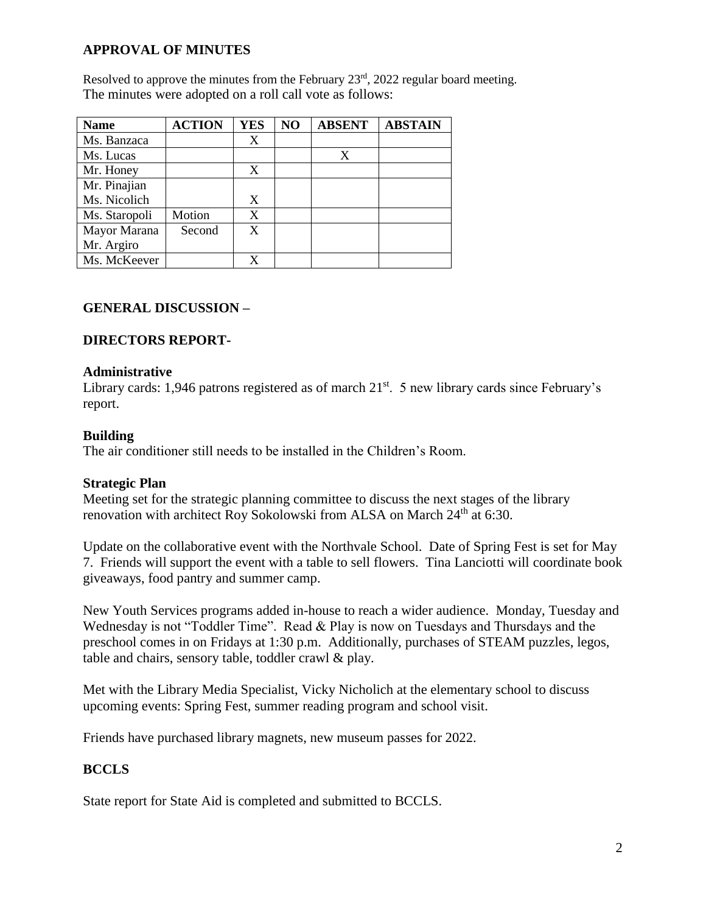## APPROVAL OF MINUTES

Resolved to approve the minutes from the February 23rd, 2022 regular board meeting.
The minutes were adopted on a roll call vote as follows:

| Name | ACTION | YES | NO | ABSENT | ABSTAIN |
|---|---|---|---|---|---|
| Ms. Banzaca | | X | | | |
| Ms. Lucas | | | | X | |
| Mr. Honey | | X | | | |
| Mr. Pinajian<br>Ms. Nicolich | | X | | | |
| Ms. Staropoli | Motion | X | | | |
| Mayor Marana<br>Mr. Argiro | Second | X | | | |
| Ms. McKeever | | X | | | |

## GENERAL DISCUSSION –

## DIRECTORS REPORT-

### Administrative

Library cards: 1,946 patrons registered as of march 21st. 5 new library cards since February's report.

### Building

The air conditioner still needs to be installed in the Children's Room.

### Strategic Plan

Meeting set for the strategic planning committee to discuss the next stages of the library renovation with architect Roy Sokolowski from ALSA on March 24th at 6:30.

Update on the collaborative event with the Northvale School. Date of Spring Fest is set for May 7. Friends will support the event with a table to sell flowers. Tina Lanciotti will coordinate book giveaways, food pantry and summer camp.

New Youth Services programs added in-house to reach a wider audience. Monday, Tuesday and Wednesday is not "Toddler Time". Read & Play is now on Tuesdays and Thursdays and the preschool comes in on Fridays at 1:30 p.m. Additionally, purchases of STEAM puzzles, legos, table and chairs, sensory table, toddler crawl & play.

Met with the Library Media Specialist, Vicky Nicholich at the elementary school to discuss upcoming events: Spring Fest, summer reading program and school visit.

Friends have purchased library magnets, new museum passes for 2022.

## BCCLS

State report for State Aid is completed and submitted to BCCLS.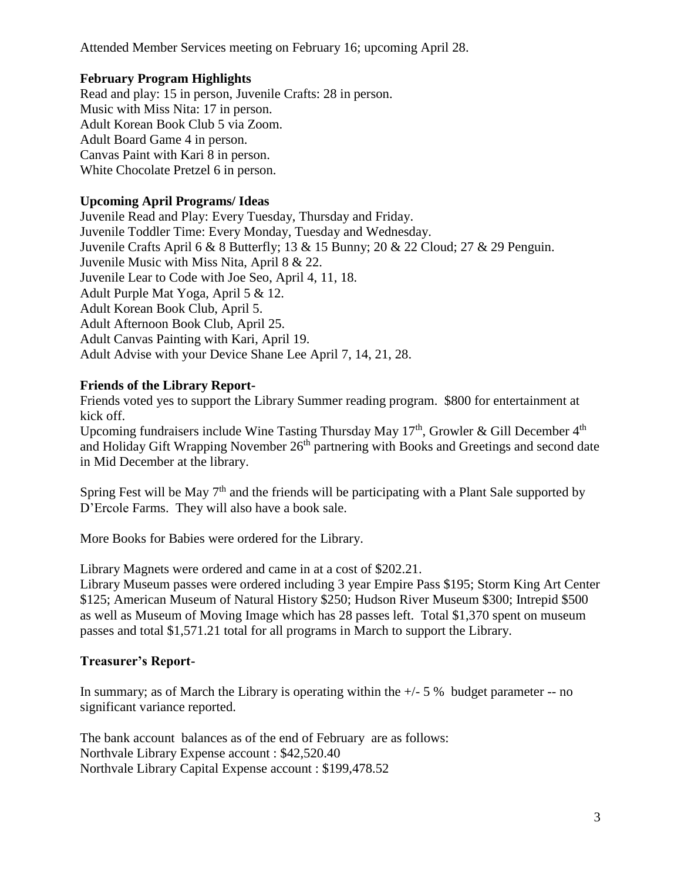Attended Member Services meeting on February 16; upcoming April 28.

**February Program Highlights**

Read and play: 15 in person, Juvenile Crafts: 28 in person.
Music with Miss Nita: 17 in person.
Adult Korean Book Club 5 via Zoom.
Adult Board Game 4 in person.
Canvas Paint with Kari 8 in person.
White Chocolate Pretzel 6 in person.

**Upcoming April Programs/ Ideas**

Juvenile Read and Play: Every Tuesday, Thursday and Friday.
Juvenile Toddler Time: Every Monday, Tuesday and Wednesday.
Juvenile Crafts April 6 & 8 Butterfly; 13 & 15 Bunny; 20 & 22 Cloud; 27 & 29 Penguin.
Juvenile Music with Miss Nita, April 8 & 22.
Juvenile Lear to Code with Joe Seo, April 4, 11, 18.
Adult Purple Mat Yoga, April 5 & 12.
Adult Korean Book Club, April 5.
Adult Afternoon Book Club, April 25.
Adult Canvas Painting with Kari, April 19.
Adult Advise with your Device Shane Lee April 7, 14, 21, 28.

**Friends of the Library Report-**

Friends voted yes to support the Library Summer reading program. $800 for entertainment at kick off.
Upcoming fundraisers include Wine Tasting Thursday May 17th, Growler & Gill December 4th and Holiday Gift Wrapping November 26th partnering with Books and Greetings and second date in Mid December at the library.

Spring Fest will be May 7th and the friends will be participating with a Plant Sale supported by D'Ercole Farms. They will also have a book sale.

More Books for Babies were ordered for the Library.

Library Magnets were ordered and came in at a cost of $202.21.
Library Museum passes were ordered including 3 year Empire Pass $195; Storm King Art Center $125; American Museum of Natural History $250; Hudson River Museum $300; Intrepid $500 as well as Museum of Moving Image which has 28 passes left. Total $1,370 spent on museum passes and total $1,571.21 total for all programs in March to support the Library.

**Treasurer's Report-**

In summary; as of March the Library is operating within the +/- 5 % budget parameter -- no significant variance reported.

The bank account balances as of the end of February are as follows:
Northvale Library Expense account : $42,520.40
Northvale Library Capital Expense account : $199,478.52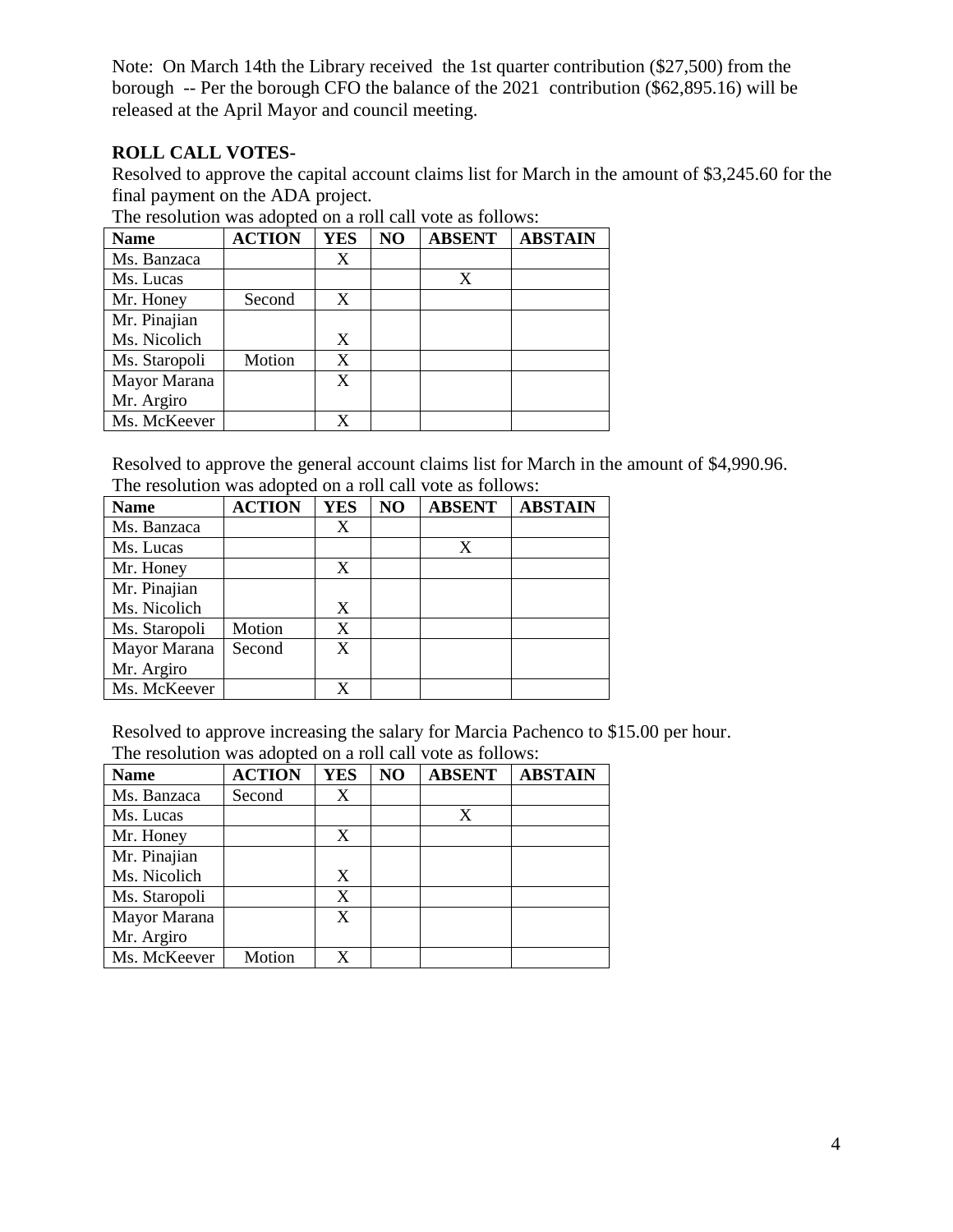Note: On March 14th the Library received the 1st quarter contribution ($27,500) from the borough -- Per the borough CFO the balance of the 2021 contribution ($62,895.16) will be released at the April Mayor and council meeting.

**ROLL CALL VOTES-**

Resolved to approve the capital account claims list for March in the amount of $3,245.60 for the final payment on the ADA project.

The resolution was adopted on a roll call vote as follows:

| Name | ACTION | YES | NO | ABSENT | ABSTAIN |
|---|---|---|---|---|---|
| Ms. Banzaca | | X | | | |
| Ms. Lucas | | | | X | |
| Mr. Honey | Second | X | | | |
| Mr. Pinajian<br>Ms. Nicolich | | X | | | |
| Ms. Staropoli | Motion | X | | | |
| Mayor Marana<br>Mr. Argiro | | X | | | |
| Ms. McKeever | | X | | | |

Resolved to approve the general account claims list for March in the amount of $4,990.96.

The resolution was adopted on a roll call vote as follows:

| Name | ACTION | YES | NO | ABSENT | ABSTAIN |
|---|---|---|---|---|---|
| Ms. Banzaca | | X | | | |
| Ms. Lucas | | | | X | |
| Mr. Honey | | X | | | |
| Mr. Pinajian<br>Ms. Nicolich | | X | | | |
| Ms. Staropoli | Motion | X | | | |
| Mayor Marana<br>Mr. Argiro | Second | X | | | |
| Ms. McKeever | | X | | | |

Resolved to approve increasing the salary for Marcia Pachenco to $15.00 per hour.

The resolution was adopted on a roll call vote as follows:

| Name | ACTION | YES | NO | ABSENT | ABSTAIN |
|---|---|---|---|---|---|
| Ms. Banzaca | Second | X | | | |
| Ms. Lucas | | | | X | |
| Mr. Honey | | X | | | |
| Mr. Pinajian<br>Ms. Nicolich | | X | | | |
| Ms. Staropoli | | X | | | |
| Mayor Marana<br>Mr. Argiro | | X | | | |
| Ms. McKeever | Motion | X | | | |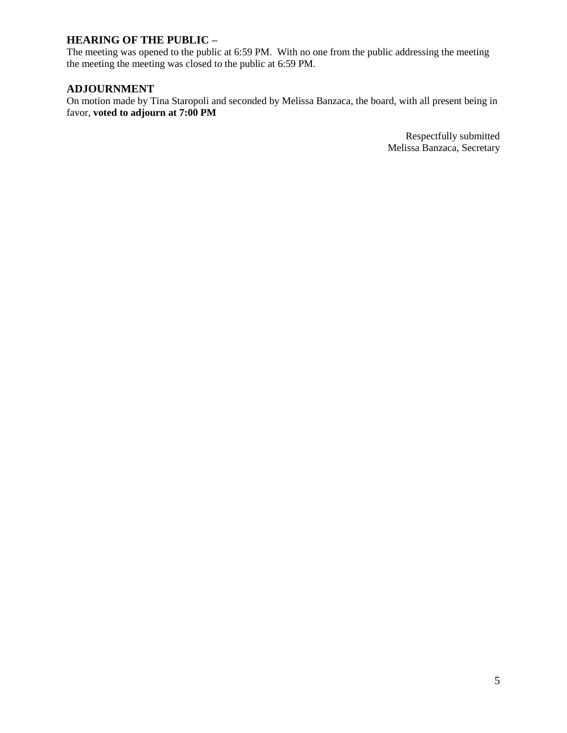## HEARING OF THE PUBLIC –

The meeting was opened to the public at 6:59 PM. With no one from the public addressing the meeting the meeting the meeting was closed to the public at 6:59 PM.

## ADJOURNMENT

On motion made by Tina Staropoli and seconded by Melissa Banzaca, the board, with all present being in favor, **voted to adjourn at 7:00 PM**

Respectfully submitted
Melissa Banzaca, Secretary